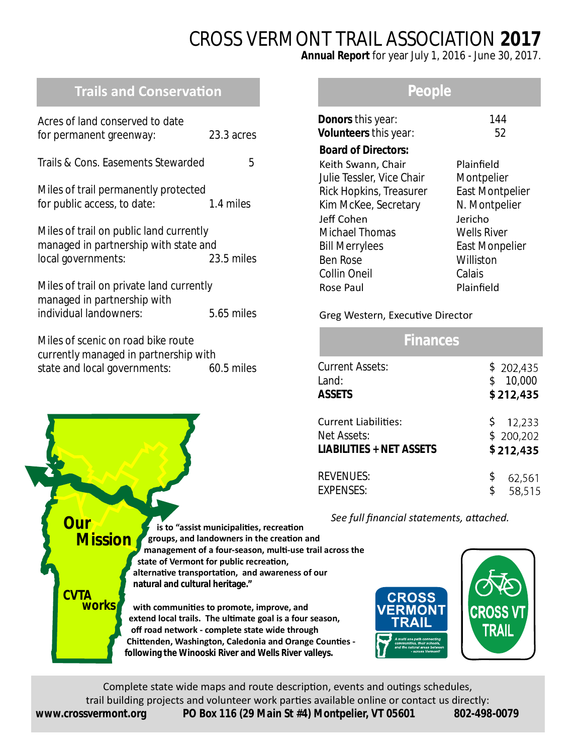# CROSS VERMONT TRAIL ASSOCIATION **2017**

**Annual Report** for year July 1, 2016 - June 30, 2017.

## Trails and Conservation

| | |
|---|---|
| Acres of land conserved to date for permanent greenway: | 23.3 acres |
| Trails & Cons. Easements Stewarded | 5 |
| Miles of trail permanently protected for public access, to date: | 1.4 miles |
| Miles of trail on public land currently managed in partnership with state and local governments: | 23.5 miles |
| Miles of trail on private land currently managed in partnership with individual landowners: | 5.65 miles |
| Miles of scenic on road bike route currently managed in partnership with state and local governments: | 60.5 miles |

## People

**Donors** this year: 144
**Volunteers** this year: 52

**Board of Directors:**

| | |
|---|---|
| Keith Swann, Chair | Plainfield |
| Julie Tessler, Vice Chair | Montpelier |
| Rick Hopkins, Treasurer | East Montpelier |
| Kim McKee, Secretary | N. Montpelier |
| Jeff Cohen | Jericho |
| Michael Thomas | Wells River |
| Bill Merrylees | East Monpelier |
| Ben Rose | Williston |
| Collin Oneil | Calais |
| Rose Paul | Plainfield |

Greg Western, Executive Director

## Finances

| | |
|---|---|
| Current Assets: | $ 202,435 |
| Land: | $ 10,000 |
| **ASSETS** | **$ 212,435** |
| Current Liabilities: | $ 12,233 |
| Net Assets: | $ 200,202 |
| **LIABILITIES + NET ASSETS** | **$ 212,435** |
| REVENUES: | $ 62,561 |
| EXPENSES: | $ 58,515 |

*See full financial statements, attached.*

**Our Mission** is to "assist municipalities, recreation groups, and landowners in the creation and management of a four-season, multi-use trail across the state of Vermont for public recreation, alternative transportation, and awareness of our natural and cultural heritage."

**CVTA works** with communities to promote, improve, and extend local trails. The ultimate goal is a four season, off road network - complete state wide through Chittenden, Washington, Caledonia and Orange Counties - following the Winooski River and Wells River valleys.

CROSS VERMONT TRAIL
A multi use path connecting communities, their schools, and the natural areas between - across Vermont!

CROSS VT TRAIL

Complete state wide maps and route description, events and outings schedules, trail building projects and volunteer work parties available online or contact us directly:

**www.crossvermont.org** **PO Box 116 (29 Main St #4) Montpelier, VT 05601** **802-498-0079**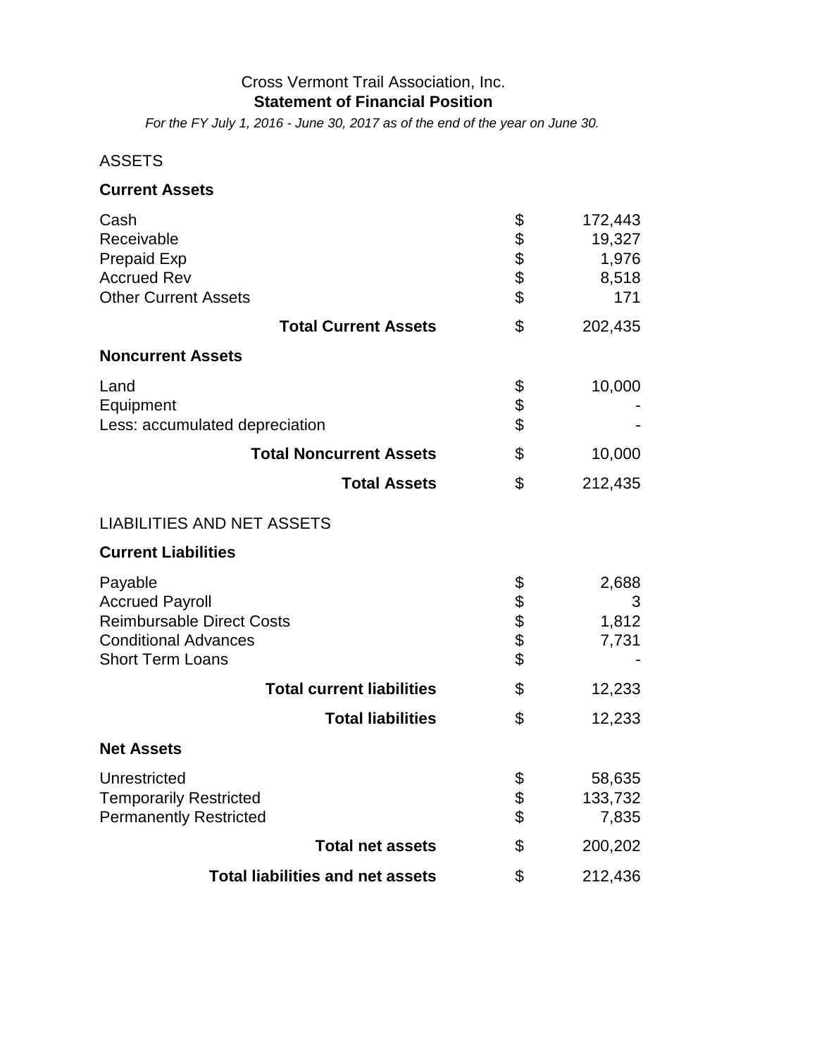Cross Vermont Trail Association, Inc.

**Statement of Financial Position**

*For the FY July 1, 2016 - June 30, 2017 as of the end of the year on June 30.*

| | | |
|---|---|---|
| ASSETS | | |
| **Current Assets** | | |
| Cash | $ | 172,443 |
| Receivable | $ | 19,327 |
| Prepaid Exp | $ | 1,976 |
| Accrued Rev | $ | 8,518 |
| Other Current Assets | $ | 171 |
| **Total Current Assets** | $ | 202,435 |
| **Noncurrent Assets** | | |
| Land | $ | 10,000 |
| Equipment | $ | - |
| Less: accumulated depreciation | $ | - |
| **Total Noncurrent Assets** | $ | 10,000 |
| **Total Assets** | $ | 212,435 |
| LIABILITIES AND NET ASSETS | | |
| **Current Liabilities** | | |
| Payable | $ | 2,688 |
| Accrued Payroll | $ | 3 |
| Reimbursable Direct Costs | $ | 1,812 |
| Conditional Advances | $ | 7,731 |
| Short Term Loans | $ | - |
| **Total current liabilities** | $ | 12,233 |
| **Total liabilities** | $ | 12,233 |
| **Net Assets** | | |
| Unrestricted | $ | 58,635 |
| Temporarily Restricted | $ | 133,732 |
| Permanently Restricted | $ | 7,835 |
| **Total net assets** | $ | 200,202 |
| **Total liabilities and net assets** | $ | 212,436 |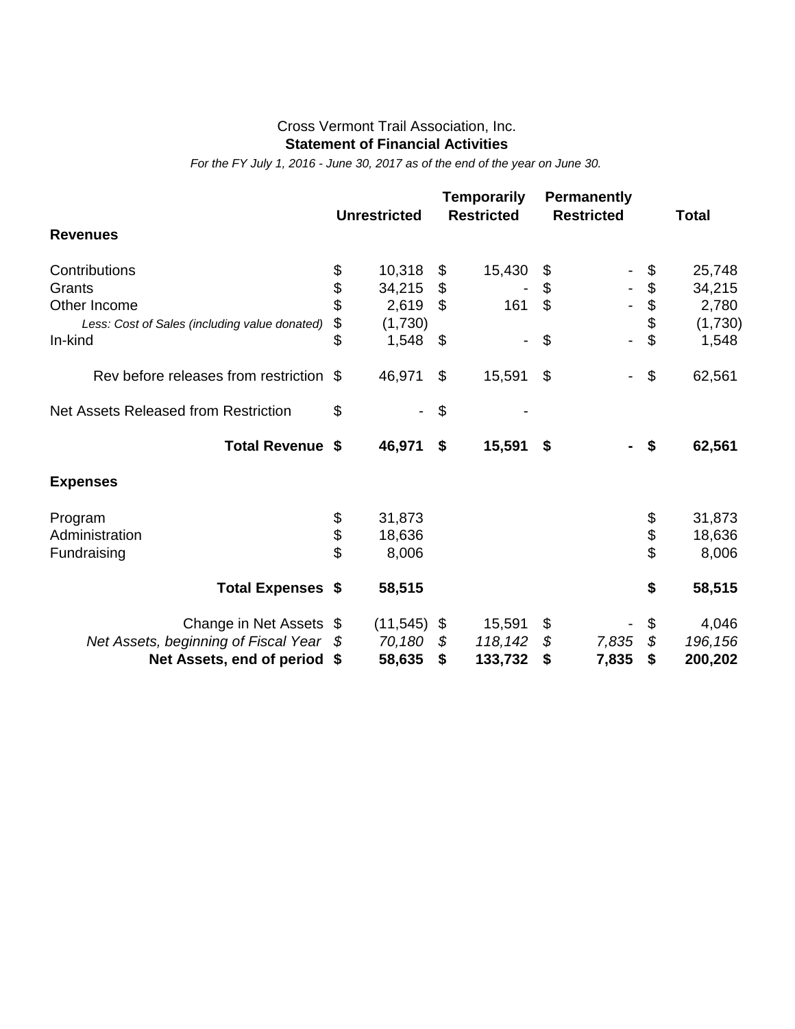Cross Vermont Trail Association, Inc.

**Statement of Financial Activities**

*For the FY July 1, 2016 - June 30, 2017 as of the end of the year on June 30.*

| | Unrestricted | Temporarily Restricted | Permanently Restricted | Total |
|---|---|---|---|---|
| **Revenues** | | | | |
| Contributions | $ 10,318 | $ 15,430 | $ - | $ 25,748 |
| Grants | $ 34,215 | $ - | $ - | $ 34,215 |
| Other Income | $ 2,619 | $ 161 | $ - | $ 2,780 |
| *Less: Cost of Sales (including value donated)* | $ (1,730) | | | $ (1,730) |
| In-kind | $ 1,548 | $ - | $ - | $ 1,548 |
| Rev before releases from restriction | $ 46,971 | $ 15,591 | $ - | $ 62,561 |
| Net Assets Released from Restriction | $ - | $ - | | |
| **Total Revenue** | **$ 46,971** | **$ 15,591** | **$ -** | **$ 62,561** |
| **Expenses** | | | | |
| Program | $ 31,873 | | | $ 31,873 |
| Administration | $ 18,636 | | | $ 18,636 |
| Fundraising | $ 8,006 | | | $ 8,006 |
| **Total Expenses** | **$ 58,515** | | | **$ 58,515** |
| Change in Net Assets | $ (11,545) | $ 15,591 | $ - | $ 4,046 |
| *Net Assets, beginning of Fiscal Year* | *$ 70,180* | *$ 118,142* | *$ 7,835* | *$ 196,156* |
| **Net Assets, end of period** | **$ 58,635** | **$ 133,732** | **$ 7,835** | **$ 200,202** |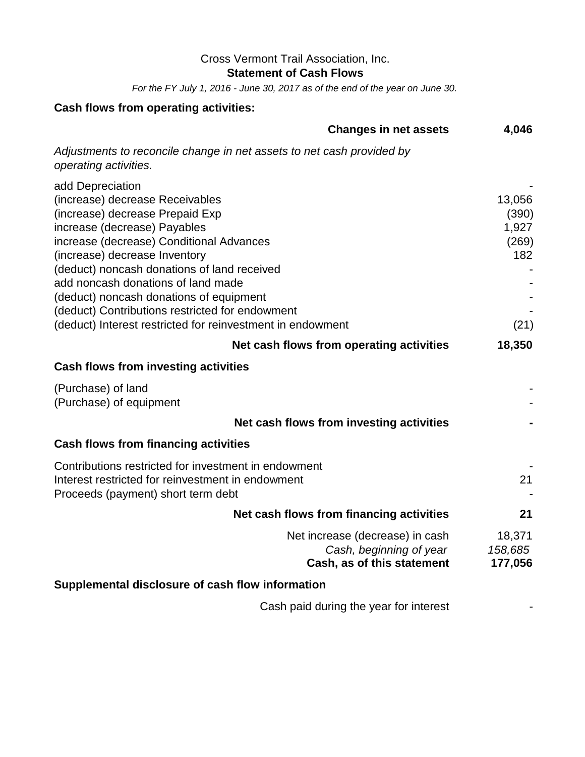Cross Vermont Trail Association, Inc.

**Statement of Cash Flows**

*For the FY July 1, 2016 - June 30, 2017 as of the end of the year on June 30.*

**Cash flows from operating activities:**

| | |
|---|---|
| **Changes in net assets** | **4,046** |
| *Adjustments to reconcile change in net assets to net cash provided by operating activities.* | |
| add Depreciation | - |
| (increase) decrease Receivables | 13,056 |
| (increase) decrease Prepaid Exp | (390) |
| increase (decrease) Payables | 1,927 |
| increase (decrease) Conditional Advances | (269) |
| (increase) decrease Inventory | 182 |
| (deduct) noncash donations of land received | - |
| add noncash donations of land made | - |
| (deduct) noncash donations of equipment | - |
| (deduct) Contributions restricted for endowment | - |
| (deduct) Interest restricted for reinvestment in endowment | (21) |
| **Net cash flows from operating activities** | **18,350** |
| **Cash flows from investing activities** | |
| (Purchase) of land | - |
| (Purchase) of equipment | - |
| **Net cash flows from investing activities** | **-** |
| **Cash flows from financing activities** | |
| Contributions restricted for investment in endowment | - |
| Interest restricted for reinvestment in endowment | 21 |
| Proceeds (payment) short term debt | - |
| **Net cash flows from financing activities** | **21** |
| Net increase (decrease) in cash | 18,371 |
| *Cash, beginning of year* | *158,685* |
| **Cash, as of this statement** | **177,056** |

**Supplemental disclosure of cash flow information**

| | |
|---|---|
| Cash paid during the year for interest | - |